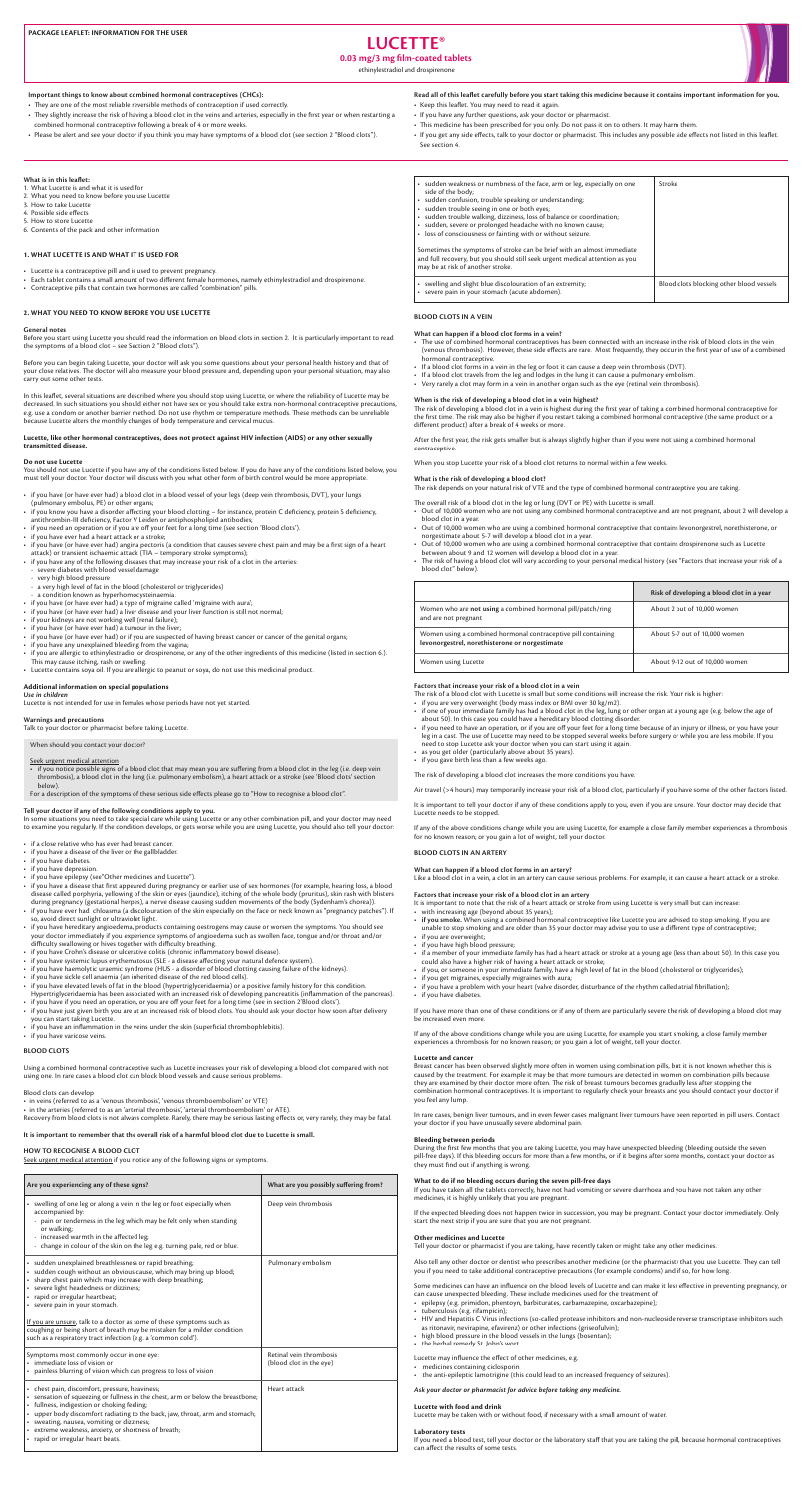PACKAGE LEAFLET: INFORMATION FOR THE USER

# LUCETTE®

**0.03 mg/3 mg film-coated tablets**

ethinylestradiol and drospirenone

**Important things to know about combined hormonal contraceptives (CHCs):**

- They are one of the most reliable reversible methods of contraception if used correctly.
- They slightly increase the risk of having a blood clot in the veins and arteries, especially in the first year or when restarting a combined hormonal contraceptive following a break of 4 or more weeks.
- Please be alert and see your doctor if you think you may have symptoms of a blood clot (see section 2 "Blood clots").

**Read all of this leaflet carefully before you start taking this medicine because it contains important information for you.**

- Keep this leaflet. You may need to read it again.
- If you have any further questions, ask your doctor or pharmacist.
- This medicine has been prescribed for you only. Do not pass it on to others. It may harm them.
- If you get any side effects, talk to your doctor or pharmacist. This includes any possible side effects not listed in this leaflet. See section 4.

**What is in this leaflet:**

1. What Lucette is and what it is used for
2. What you need to know before you use Lucette
3. How to take Lucette
4. Possible side effects
5. How to store Lucette
6. Contents of the pack and other information

## 1. WHAT LUCETTE IS AND WHAT IT IS USED FOR

- Lucette is a contraceptive pill and is used to prevent pregnancy.
- Each tablet contains a small amount of two different female hormones, namely ethinylestradiol and drospirenone.
- Contraceptive pills that contain two hormones are called "combination" pills.

## 2. WHAT YOU NEED TO KNOW BEFORE YOU USE LUCETTE

### General notes

Before you start using Lucette you should read the information on blood clots in section 2. It is particularly important to read the symptoms of a blood clot – see Section 2 "Blood clots").

Before you can begin taking Lucette, your doctor will ask you some questions about your personal health history and that of your close relatives. The doctor will also measure your blood pressure and, depending upon your personal situation, may also carry out some other tests.

In this leaflet, several situations are described where you should stop using Lucette, or where the reliability of Lucette may be decreased. In such situations you should either not have sex or you should take extra non-hormonal contraceptive precautions, e.g. use a condom or another barrier method. Do not use rhythm or temperature methods. These methods can be unreliable because Lucette alters the monthly changes of body temperature and cervical mucus.

**Lucette, like other hormonal contraceptives, does not protect against HIV infection (AIDS) or any other sexually transmitted disease.**

### Do not use Lucette

You should not use Lucette if you have any of the conditions listed below. If you do have any of the conditions listed below, you must tell your doctor. Your doctor will discuss with you what other form of birth control would be more appropriate.

- if you have (or have ever had) a blood clot in a blood vessel of your legs (deep vein thrombosis, DVT), your lungs (pulmonary embolus, PE) or other organs;
- if you know you have a disorder affecting your blood clotting – for instance, protein C deficiency, protein S deficiency, antithrombin-III deficiency, Factor V Leiden or antiphospholipid antibodies;
- if you need an operation or if you are off your feet for a long time (see section 'Blood clots').
- if you have ever had a heart attack or a stroke;
- if you have (or have ever had) angina pectoris (a condition that causes severe chest pain and may be a first sign of a heart attack) or transient ischaemic attack (TIA – temporary stroke symptoms);
- if you have any of the following diseases that may increase your risk of a clot in the arteries:
  - severe diabetes with blood vessel damage
  - very high blood pressure
  - a very high level of fat in the blood (cholesterol or triglycerides)
  - a condition known as hyperhomocysteinaemia.
- if you have (or have ever had) a type of migraine called 'migraine with aura';
- if you have (or have ever had) a liver disease and your liver function is still not normal;
- if your kidneys are not working well (renal failure);
- if you have (or have ever had) a tumour in the liver;
- if you have (or have ever had) or if you are suspected of having breast cancer or cancer of the genital organs;
- if you have any unexplained bleeding from the vagina;
- if you are allergic to ethinylestradiol or drospirenone, or any of the other ingredients of this medicine (listed in section 6.). This may cause itching, rash or swelling.
- Lucette contains soya oil. If you are allergic to peanut or soya, do not use this medicinal product.

### Additional information on special populations

*Use in children*

Lucette is not intended for use in females whose periods have not yet started.

### Warnings and precautions

Talk to your doctor or pharmacist before taking Lucette.

When should you contact your doctor?

Seek urgent medical attention

- if you notice possible signs of a blood clot that may mean you are suffering from a blood clot in the leg (i.e. deep vein thrombosis), a blood clot in the lung (i.e. pulmonary embolism), a heart attack or a stroke (see 'Blood clots' section below).

For a description of the symptoms of these serious side effects please go to "How to recognise a blood clot".

### Tell your doctor if any of the following conditions apply to you.

In some situations you need to take special care while using Lucette or any other combination pill, and your doctor may need to examine you regularly. If the condition develops, or gets worse while you are using Lucette, you should also tell your doctor:

- if a close relative who has ever had breast cancer.
- if you have a disease of the liver or the gallbladder.
- if you have diabetes.
- if you have depression.
- if you have epilepsy (see"Other medicines and Lucette").
- if you have a disease that first appeared during pregnancy or earlier use of sex hormones (for example, hearing loss, a blood disease called porphyria, yellowing of the skin or eyes (jaundice), itching of the whole body (pruritus), skin rash with blisters during pregnancy (gestational herpes), a nerve disease causing sudden movements of the body (Sydenham's chorea)).
- if you have ever had chloasma (a discolouration of the skin especially on the face or neck known as "pregnancy patches"). If so, avoid direct sunlight or ultraviolet light.
- if you have hereditary angioedema, products containing oestrogens may cause or worsen the symptoms. You should see your doctor immediately if you experience symptoms of angioedema such as swollen face, tongue and/or throat and/or difficulty swallowing or hives together with difficulty breathing.
- if you have Crohn's disease or ulcerative colitis (chronic inflammatory bowel disease).
- if you have systemic lupus erythematosus (SLE - a disease affecting your natural defence system).
- if you have haemolytic uraemic syndrome (HUS - a disorder of blood clotting causing failure of the kidneys).
- if you have sickle cell anaemia (an inherited disease of the red blood cells).
- if you have elevated levels of fat in the blood (hypertriglyceridaemia) or a positive family history for this condition. Hypertriglyceridaemia has been associated with an increased risk of developing pancreatitis (inflammation of the pancreas).
- if you have if you need an operation, or you are off your feet for a long time (see in section 2'Blood clots').
- if you have just given birth you are at an increased risk of blood clots. You should ask your doctor how soon after delivery you can start taking Lucette.
- if you have an inflammation in the veins under the skin (superficial thrombophlebitis).
- if you have varicose veins.

## BLOOD CLOTS

Using a combined hormonal contraceptive such as Lucette increases your risk of developing a blood clot compared with not using one. In rare cases a blood clot can block blood vessels and cause serious problems.

Blood clots can develop

- in veins (referred to as a 'venous thrombosis', 'venous thromboembolism' or VTE)
- in the arteries (referred to as an 'arterial thrombosis', 'arterial thromboembolism' or ATE).

Recovery from blood clots is not always complete. Rarely, there may be serious lasting effects or, very rarely, they may be fatal.

**It is important to remember that the overall risk of a harmful blood clot due to Lucette is small.**

### HOW TO RECOGNISE A BLOOD CLOT

Seek urgent medical attention if you notice any of the following signs or symptoms.

| Are you experiencing any of these signs? | What are you possibly suffering from? |
|---|---|
| • swelling of one leg or along a vein in the leg or foot especially when accompanied by:<br>- pain or tenderness in the leg which may be felt only when standing or walking;<br>- increased warmth in the affected leg;<br>- change in colour of the skin on the leg e.g. turning pale, red or blue. | Deep vein thrombosis |
| • sudden unexplained breathlessness or rapid breathing;<br>• sudden cough without an obvious cause, which may bring up blood;<br>• sharp chest pain which may increase with deep breathing;<br>• severe light headedness or dizziness;<br>• rapid or irregular heartbeat;<br>• severe pain in your stomach.<br><br>If you are unsure, talk to a doctor as some of these symptoms such as coughing or being short of breath may be mistaken for a milder condition such as a respiratory tract infection (e.g. a 'common cold'). | Pulmonary embolism |
| Symptoms most commonly occur in one eye:<br>• immediate loss of vision or<br>• painless blurring of vision which can progress to loss of vision | Retinal vein thrombosis (blood clot in the eye) |
| • chest pain, discomfort, pressure, heaviness;<br>• sensation of squeezing or fullness in the chest, arm or below the breastbone;<br>• fullness, indigestion or choking feeling;<br>• upper body discomfort radiating to the back, jaw, throat, arm and stomach;<br>• sweating, nausea, vomiting or dizziness;<br>• extreme weakness, anxiety, or shortness of breath;<br>• rapid or irregular heart beats. | Heart attack |
| • sudden weakness or numbness of the face, arm or leg, especially on one side of the body;<br>• sudden confusion, trouble speaking or understanding;<br>• sudden trouble seeing in one or both eyes;<br>• sudden trouble walking, dizziness, loss of balance or coordination;<br>• sudden, severe or prolonged headache with no known cause;<br>• loss of consciousness or fainting with or without seizure.<br><br>Sometimes the symptoms of stroke can be brief with an almost immediate and full recovery, but you should still seek urgent medical attention as you may be at risk of another stroke. | Stroke |
| • swelling and slight blue discolouration of an extremity;<br>• severe pain in your stomach (acute abdomen). | Blood clots blocking other blood vessels |

## BLOOD CLOTS IN A VEIN

### What can happen if a blood clot forms in a vein?

- The use of combined hormonal contraceptives has been connected with an increase in the risk of blood clots in the vein (venous thrombosis). However, these side effects are rare. Most frequently, they occur in the first year of use of a combined hormonal contraceptive.
- If a blood clot forms in a vein in the leg or foot it can cause a deep vein thrombosis (DVT).
- If a blood clot travels from the leg and lodges in the lung it can cause a pulmonary embolism.
- Very rarely a clot may form in a vein in another organ such as the eye (retinal vein thrombosis).

### When is the risk of developing a blood clot in a vein highest?

The risk of developing a blood clot in a vein is highest during the first year of taking a combined hormonal contraceptive for the first time. The risk may also be higher if you restart taking a combined hormonal contraceptive (the same product or a different product) after a break of 4 weeks or more.

After the first year, the risk gets smaller but is always slightly higher than if you were not using a combined hormonal contraceptive.

When you stop Lucette your risk of a blood clot returns to normal within a few weeks.

### What is the risk of developing a blood clot?

The risk depends on your natural risk of VTE and the type of combined hormonal contraceptive you are taking.

The overall risk of a blood clot in the leg or lung (DVT or PE) with Lucette is small.

- Out of 10,000 women who are not using any combined hormonal contraceptive and are not pregnant, about 2 will develop a blood clot in a year.
- Out of 10,000 women who are using a combined hormonal contraceptive that contains levonorgestrel, norethisterone, or norgestimate about 5-7 will develop a blood clot in a year.
- Out of 10,000 women who are using a combined hormonal contraceptive that contains drospirenone such as Lucette between about 9 and 12 women will develop a blood clot in a year.
- The risk of having a blood clot will vary according to your personal medical history (see "Factors that increase your risk of a blood clot" below).

| | Risk of developing a blood clot in a year |
|---|---|
| Women who are **not using** a combined hormonal pill/patch/ring and are not pregnant | About 2 out of 10,000 women |
| Women using a combined hormonal contraceptive pill containing levonorgestrel, norethisterone or norgestimate | About 5-7 out of 10,000 women |
| Women using Lucette | About 9-12 out of 10,000 women |

### Factors that increase your risk of a blood clot in a vein

The risk of a blood clot with Lucette is small but some conditions will increase the risk. Your risk is higher:

- if you are very overweight (body mass index or BMI over 30 kg/m2).
- if one of your immediate family has had a blood clot in the leg, lung or other organ at a young age (e.g. below the age of about 50). In this case you could have a hereditary blood clotting disorder.
- if you need to have an operation, or if you are off your feet for a long time because of an injury or illness, or you have your leg in a cast. The use of Lucette may need to be stopped several weeks before surgery or while you are less mobile. If you need to stop Lucette ask your doctor when you can start using it again.
- as you get older (particularly above about 35 years).
- if you gave birth less than a few weeks ago.

The risk of developing a blood clot increases the more conditions you have.

Air travel (>4 hours) may temporarily increase your risk of a blood clot, particularly if you have some of the other factors listed.

It is important to tell your doctor if any of these conditions apply to you, even if you are unsure. Your doctor may decide that Lucette needs to be stopped.

If any of the above conditions change while you are using Lucette, for example a close family member experiences a thrombosis for no known reason; or you gain a lot of weight, tell your doctor.

## BLOOD CLOTS IN AN ARTERY

### What can happen if a blood clot forms in an artery?

Like a blood clot in a vein, a clot in an artery can cause serious problems. For example, it can cause a heart attack or a stroke.

### Factors that increase your risk of a blood clot in an artery

It is important to note that the risk of a heart attack or stroke from using Lucette is very small but can increase:

- with increasing age (beyond about 35 years);
- **if you smoke.** When using a combined hormonal contraceptive like Lucette you are advised to stop smoking. If you are unable to stop smoking and are older than 35 your doctor may advise you to use a different type of contraceptive;
- if you are overweight;
- if you have high blood pressure;
- if a member of your immediate family has had a heart attack or stroke at a young age (less than about 50). In this case you could also have a higher risk of having a heart attack or stroke;
- if you, or someone in your immediate family, have a high level of fat in the blood (cholesterol or triglycerides);
- if you get migraines, especially migraines with aura;
- if you have a problem with your heart (valve disorder, disturbance of the rhythm called atrial fibrillation);
- if you have diabetes.

If you have more than one of these conditions or if any of them are particularly severe the risk of developing a blood clot may be increased even more.

If any of the above conditions change while you are using Lucette, for example you start smoking, a close family member experiences a thrombosis for no known reason; or you gain a lot of weight, tell your doctor.

### Lucette and cancer

Breast cancer has been observed slightly more often in women using combination pills, but it is not known whether this is caused by the treatment. For example it may be that more tumours are detected in women on combination pills because they are examined by their doctor more often. The risk of breast tumours becomes gradually less after stopping the combination hormonal contraceptives. It is important to regularly check your breasts and you should contact your doctor if you feel any lump.

In rare cases, benign liver tumours, and in even fewer cases malignant liver tumours have been reported in pill users. Contact your doctor if you have unusually severe abdominal pain.

### Bleeding between periods

During the first few months that you are taking Lucette, you may have unexpected bleeding (bleeding outside the seven pill-free days). If this bleeding occurs for more than a few months, or if it begins after some months, contact your doctor as they must find out if anything is wrong.

### What to do if no bleeding occurs during the seven pill-free days

If you have taken all the tablets correctly, have not had vomiting or severe diarrhoea and you have not taken any other medicines, it is highly unlikely that you are pregnant.

If the expected bleeding does not happen twice in succession, you may be pregnant. Contact your doctor immediately. Only start the next strip if you are sure that you are not pregnant.

### Other medicines and Lucette

Tell your doctor or pharmacist if you are taking, have recently taken or might take any other medicines.

Also tell any other doctor or dentist who prescribes another medicine (or the pharmacist) that you use Lucette. They can tell you if you need to take additional contraceptive precautions (for example condoms) and if so, for how long.

Some medicines can have an influence on the blood levels of Lucette and can make it less effective in preventing pregnancy, or can cause unexpected bleeding. These include medicines used for the treatment of

- epilepsy (e.g. primidon, phentoyn, barbiturates, carbamazepine, oxcarbazepine);
- tuberculosis (e.g. rifampicin);
- HIV and Hepatitis C Virus infections (so-called protease inhibitors and non-nucleoside reverse transcriptase inhibitors such as ritonavir, nevirapine, efavirenz) or other infections (griseofulvin);
- high blood pressure in the blood vessels in the lungs (bosentan);
- the herbal remedy St. John's wort.

Lucette may influence the effect of other medicines, e.g.

- medicines containing ciclosporin
- the anti-epileptic lamotrigine (this could lead to an increased frequency of seizures).

***Ask your doctor or pharmacist for advice before taking any medicine.***

### Lucette with food and drink

Lucette may be taken with or without food, if necessary with a small amount of water.

### Laboratory tests

If you need a blood test, tell your doctor or the laboratory staff that you are taking the pill, because hormonal contraceptives can affect the results of some tests.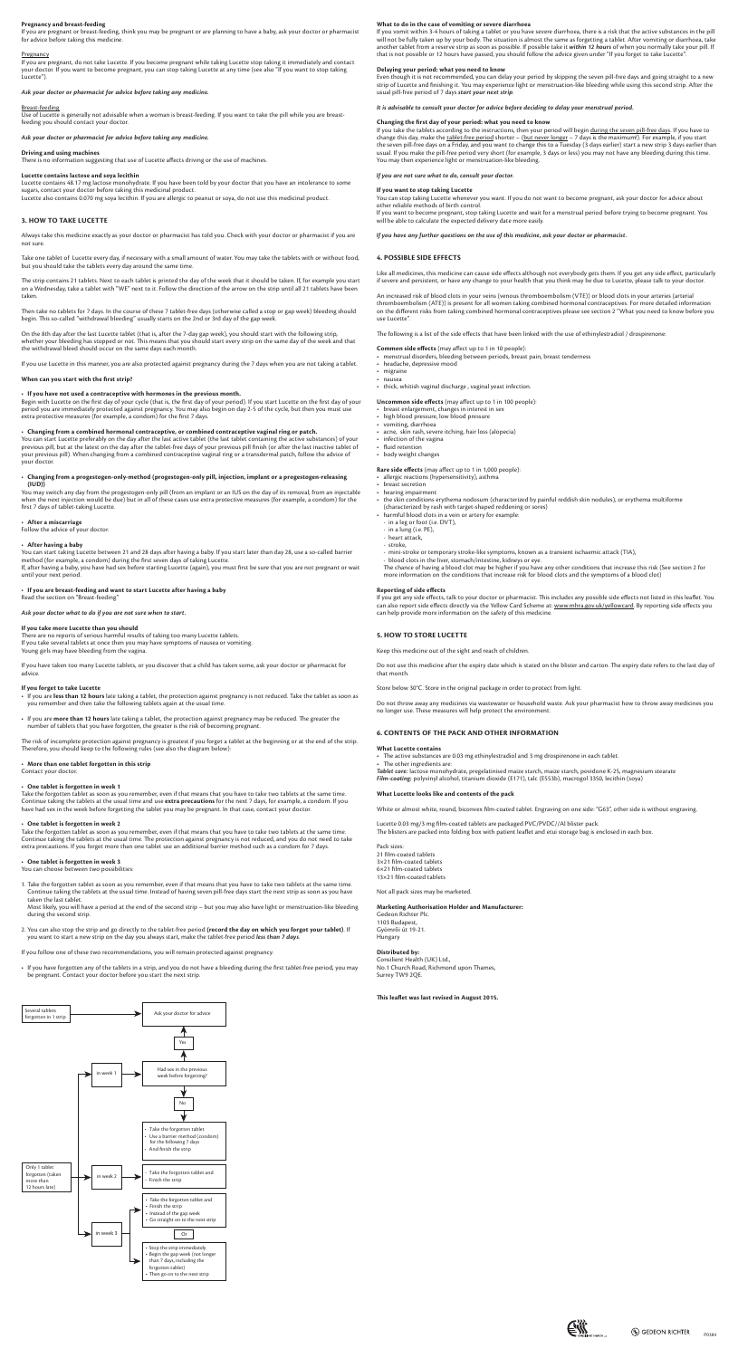**Pregnancy and breast-feeding**
If you are pregnant or breast-feeding, think you may be pregnant or are planning to have a baby, ask your doctor or pharmacist for advice before taking this medicine.

Pregnancy
If you are pregnant, do not take Lucette. If you become pregnant while taking Lucette stop taking it immediately and contact your doctor. If you want to become pregnant, you can stop taking Lucette at any time (see also "If you want to stop taking Lucette").

*Ask your doctor or pharmacist for advice before taking any medicine.*

Breast-feeding
Use of Lucette is generally not advisable when a woman is breast-feeding. If you want to take the pill while you are breast-feeding you should contact your doctor.

*Ask your doctor or pharmacist for advice before taking any medicine.*

**Driving and using machines**
There is no information suggesting that use of Lucette affects driving or the use of machines.

**Lucette contains lactose and soya lecithin**
Lucette contains 48.17 mg lactose monohydrate. If you have been told by your doctor that you have an intolerance to some sugars, contact your doctor before taking this medicinal product.
Lucette also contains 0.070 mg soya lecithin. If you are allergic to peanut or soya, do not use this medicinal product.

## 3. HOW TO TAKE LUCETTE

Always take this medicine exactly as your doctor or pharmacist has told you. Check with your doctor or pharmacist if you are not sure.

Take one tablet of Lucette every day, if necessary with a small amount of water. You may take the tablets with or without food, but you should take the tablets every day around the same time.

The strip contains 21 tablets. Next to each tablet is printed the day of the week that it should be taken. If, for example you start on a Wednesday, take a tablet with "WE" next to it. Follow the direction of the arrow on the strip until all 21 tablets have been taken.

Then take no tablets for 7 days. In the course of these 7 tablet-free days (otherwise called a stop or gap week) bleeding should begin. This so-called "withdrawal bleeding" usually starts on the 2nd or 3rd day of the gap week.

On the 8th day after the last Lucette tablet (that is, after the 7-day gap week), you should start with the following strip, whether your bleeding has stopped or not. This means that you should start every strip on the same day of the week and that the withdrawal bleed should occur on the same days each month.

If you use Lucette in this manner, you are also protected against pregnancy during the 7 days when you are not taking a tablet.

**When can you start with the first strip?**

- **If you have not used a contraceptive with hormones in the previous month.**

Begin with Lucette on the first day of your cycle (that is, the first day of your period). If you start Lucette on the first day of your period you are immediately protected against pregnancy. You may also begin on day 2-5 of the cycle, but then you must use extra protective measures (for example, a condom) for the first 7 days.

- **Changing from a combined hormonal contraceptive, or combined contraceptive vaginal ring or patch.**

You can start Lucette preferably on the day after the last active tablet (the last tablet containing the active substances) of your previous pill, but at the latest on the day after the tablet-free days of your previous pill finish (or after the last inactive tablet of your previous pill). When changing from a combined contraceptive vaginal ring or a transdermal patch, follow the advice of your doctor.

- **Changing from a progestogen-only-method (progestogen-only pill, injection, implant or a progestogen-releasing (IUD))**

You may switch any day from the progestogen-only pill (from an implant or an IUS on the day of its removal, from an injectable when the next injection would be due) but in all of these cases use extra protective measures (for example, a condom) for the first 7 days of tablet-taking Lucette.

- **After a miscarriage**

Follow the advice of your doctor.

- **After having a baby**

You can start taking Lucette between 21 and 28 days after having a baby. If you start later than day 28, use a so-called barrier method (for example, a condom) during the first seven days of taking Lucette.
If, after having a baby, you have had sex before starting Lucette (again), you must first be sure that you are not pregnant or wait until your next period.

- **If you are breast-feeding and want to start Lucette after having a baby**

Read the section on "Breast-feeding"

*Ask your doctor what to do if you are not sure when to start.*

**If you take more Lucette than you should**
There are no reports of serious harmful results of taking too many Lucette tablets.
If you take several tablets at once then you may have symptoms of nausea or vomiting.
Young girls may have bleeding from the vagina.

If you have taken too many Lucette tablets, or you discover that a child has taken some, ask your doctor or pharmacist for advice.

**If you forget to take Lucette**

- If you are **less than 12 hours** late taking a tablet, the protection against pregnancy is not reduced. Take the tablet as soon as you remember and then take the following tablets again at the usual time.
- If you are **more than 12 hours** late taking a tablet, the protection against pregnancy may be reduced. The greater the number of tablets that you have forgotten, the greater is the risk of becoming pregnant.

The risk of incomplete protection against pregnancy is greatest if you forget a tablet at the beginning or at the end of the strip. Therefore, you should keep to the following rules (see also the diagram below):

- **More than one tablet forgotten in this strip**

Contact your doctor.

- **One tablet is forgotten in week 1**

Take the forgotten tablet as soon as you remember, even if that means that you have to take two tablets at the same time. Continue taking the tablets at the usual time and use **extra precautions** for the next 7 days, for example, a condom. If you have had sex in the week before forgetting the tablet you may be pregnant. In that case, contact your doctor.

- **One tablet is forgotten in week 2**

Take the forgotten tablet as soon as you remember, even if that means that you have to take two tablets at the same time. Continue taking the tablets at the usual time. The protection against pregnancy is not reduced, and you do not need to take extra precautions. If you forget more than one tablet use an additional barrier method such as a condom for 7 days.

- **One tablet is forgotten in week 3**

You can choose between two possibilities:

1. Take the forgotten tablet as soon as you remember, even if that means that you have to take two tablets at the same time. Continue taking the tablets at the usual time. Instead of having seven pill-free days start the next strip as soon as you have taken the last tablet.
Most likely, you will have a period at the end of the second strip – but you may also have light or menstruation-like bleeding during the second strip.

2. You can also stop the strip and go directly to the tablet-free period **(record the day on which you forgot your tablet)**. If you want to start a new strip on the day you always start, make the tablet-free period *less than 7 days*.

If you follow one of these two recommendations, you will remain protected against pregnancy.

- If you have forgotten any of the tablets in a strip, and you do not have a bleeding during the first tablet-free period, you may be pregnant. Contact your doctor before you start the next strip.

Several tablets forgotten in 1 strip
Ask your doctor for advice
Yes
in week 1
Had sex in the previous week before forgetting?
No
- Take the forgotten tablet
- Use a barrier method (condom) for the following 7 days
- And finish the strip

Only 1 tablet forgotten (taken more than 12 hours late)
in week 2
- Take the forgotten tablet and
- Finish the strip

in week 3
- Take the forgotten tablet and
- Finish the strip
- Instead of the gap week
- Go straight on to the next strip

Or
- Stop the strip immediately
- Begin the gap week (not longer than 7 days, including the forgotten tablet)
- Then go on to the next strip

**What to do in the case of vomiting or severe diarrhoea**
If you vomit within 3-4 hours of taking a tablet or you have severe diarrhoea, there is a risk that the active substances in the pill will not be fully taken up by your body. The situation is almost the same as forgetting a tablet. After vomiting or diarrhoea, take another tablet from a reserve strip as soon as possible. If possible take it *within 12 hours* of when you normally take your pill. If that is not possible or 12 hours have passed, you should follow the advice given under "If you forget to take Lucette".

**Delaying your period: what you need to know**
Even though it is not recommended, you can delay your period by skipping the seven pill-free days and going straight to a new strip of Lucette and finishing it. You may experience light or menstruation-like bleeding while using this second strip. After the usual pill-free period of 7 days *start your next strip*.

*It is advisable to consult your doctor for advice before deciding to delay your menstrual period.*

**Changing the first day of your period: what you need to know**
If you take the tablets according to the instructions, then your period will begin during the seven pill-free days. If you have to change this day, make the tablet-free period shorter – (but never longer – 7 days is the maximum!). For example, if you start the seven pill-free days on a Friday, and you want to change this to a Tuesday (3 days earlier) start a new strip 3 days earlier than usual. If you make the pill-free period very short (for example, 3 days or less) you may not have any bleeding during this time. You may then experience light or menstruation-like bleeding.

*If you are not sure what to do, consult your doctor.*

**If you want to stop taking Lucette**
You can stop taking Lucette whenever you want. If you do not want to become pregnant, ask your doctor for advice about other reliable methods of birth control.
If you want to become pregnant, stop taking Lucette and wait for a menstrual period before trying to become pregnant. You will be able to calculate the expected delivery date more easily.

*If you have any further questions on the use of this medicine, ask your doctor or pharmacist.*

## 4. POSSIBLE SIDE EFFECTS

Like all medicines, this medicine can cause side effects although not everybody gets them. If you get any side effect, particularly if severe and persistent, or have any change to your health that you think may be due to Lucette, please talk to your doctor.

An increased risk of blood clots in your veins (venous thromboembolism (VTE)) or blood clots in your arteries (arterial thromboembolism (ATE)) is present for all women taking combined hormonal contraceptives. For more detailed information on the different risks from taking combined hormonal contraceptives please see section 2 "What you need to know before you use Lucette".

The following is a list of the side effects that have been linked with the use of ethinylestradiol / drospirenone:

**Common side effects** (may affect up to 1 in 10 people):
- menstrual disorders, bleeding between periods, breast pain, breast tenderness
- headache, depressive mood
- migraine
- nausea
- thick, whitish vaginal discharge , vaginal yeast infection.

**Uncommon side effects** (may affect up to 1 in 100 people):
- breast enlargement, changes in interest in sex
- high blood pressure, low blood pressure
- vomiting, diarrhoea
- acne, skin rash, severe itching, hair loss (alopecia)
- infection of the vagina
- fluid retention
- body weight changes

**Rare side effects** (may affect up to 1 in 1,000 people):
- allergic reactions (hypersensitivity), asthma
- breast secretion
- hearing impairment
- the skin conditions erythema nodosum (characterized by painful reddish skin nodules), or erythema multiforme (characterized by rash with target-shaped reddening or sores)
- harmful blood clots in a vein or artery for example:
  - in a leg or foot (i.e. DVT),
  - in a lung (i.e. PE),
  - heart attack,
  - stroke,
  - mini-stroke or temporary stroke-like symptoms, known as a transient ischaemic attack (TIA),
  - blood clots in the liver, stomach/intestine, kidneys or eye.

The chance of having a blood clot may be higher if you have any other conditions that increase this risk (See section 2 for more information on the conditions that increase risk for blood clots and the symptoms of a blood clot)

**Reporting of side effects**
If you get any side effects, talk to your doctor or pharmacist. This includes any possible side effects not listed in this leaflet. You can also report side effects directly via the Yellow Card Scheme at: www.mhra.gov.uk/yellowcard. By reporting side effects you can help provide more information on the safety of this medicine.

## 5. HOW TO STORE LUCETTE

Keep this medicine out of the sight and reach of children.

Do not use this medicine after the expiry date which is stated on the blister and carton. The expiry date refers to the last day of that month.

Store below 30°C. Store in the original package in order to protect from light.

Do not throw away any medicines via wastewater or household waste. Ask your pharmacist how to throw away medicines you no longer use. These measures will help protect the environment.

## 6. CONTENTS OF THE PACK AND OTHER INFORMATION

**What Lucette contains**
- The active substances are 0.03 mg ethinylestradiol and 3 mg drospirenone in each tablet.
- The other ingredients are:

***Tablet core:*** lactose monohydrate, pregelatinised maize starch, maize starch, povidone K-25, magnesium stearate
***Film-coating:*** polyvinyl alcohol, titanium dioxide (E171), talc (E553b), macrogol 3350, lecithin (soya)

**What Lucette looks like and contents of the pack**

White or almost white, round, biconvex film-coated tablet. Engraving on one side: "G63", other side is without engraving.

Lucette 0.03 mg/3 mg film-coated tablets are packaged PVC/PVDC//Al blister pack.
The blisters are packed into folding box with patient leaflet and etui storage bag is enclosed in each box.

Pack sizes:
21 film-coated tablets
3×21 film-coated tablets
6×21 film-coated tablets
13×21 film-coated tablets

Not all pack sizes may be marketed.

**Marketing Authorisation Holder and Manufacturer:**
Gedeon Richter Plc.
1103 Budapest,
Gyömrői út 19-21.
Hungary

**Distributed by:**
Consilient Health (UK) Ltd.,
No.1 Church Road, Richmond upon Thames,
Surrey TW9 2QE.

**This leaflet was last revised in August 2015.**